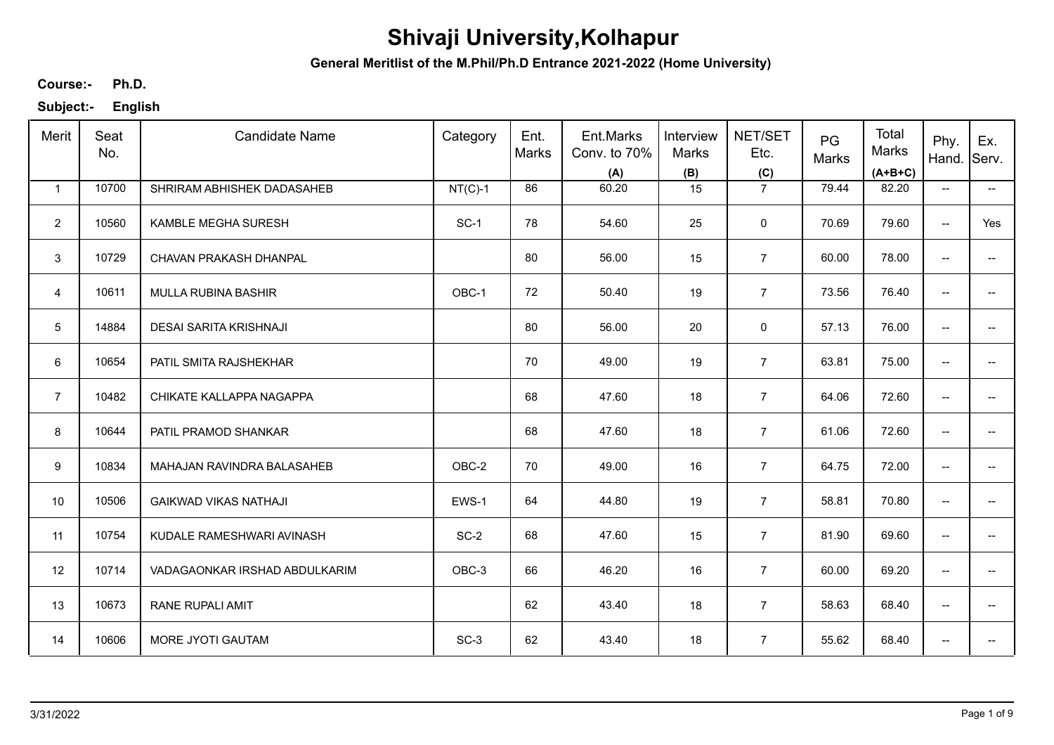# Shivaji University,Kolhapur

**General Meritlist of the M.Phil/Ph.D Entrance 2021-2022 (Home University)**

**Course:-** **Ph.D.**

**Subject:-** **English**

| Merit | Seat No. | Candidate Name | Category | Ent. Marks | Ent.Marks Conv. to 70% (A) | Interview Marks (B) | NET/SET Etc. (C) | PG Marks | Total Marks (A+B+C) | Phy. Hand. | Ex. Serv. |
|---|---|---|---|---|---|---|---|---|---|---|---|
| 1 | 10700 | SHRIRAM ABHISHEK DADASAHEB | NT(C)-1 | 86 | 60.20 | 15 | 7 | 79.44 | 82.20 | -- | -- |
| 2 | 10560 | KAMBLE MEGHA SURESH | SC-1 | 78 | 54.60 | 25 | 0 | 70.69 | 79.60 | -- | Yes |
| 3 | 10729 | CHAVAN PRAKASH DHANPAL | | 80 | 56.00 | 15 | 7 | 60.00 | 78.00 | -- | -- |
| 4 | 10611 | MULLA RUBINA BASHIR | OBC-1 | 72 | 50.40 | 19 | 7 | 73.56 | 76.40 | -- | -- |
| 5 | 14884 | DESAI SARITA KRISHNAJI | | 80 | 56.00 | 20 | 0 | 57.13 | 76.00 | -- | -- |
| 6 | 10654 | PATIL SMITA RAJSHEKHAR | | 70 | 49.00 | 19 | 7 | 63.81 | 75.00 | -- | -- |
| 7 | 10482 | CHIKATE KALLAPPA NAGAPPA | | 68 | 47.60 | 18 | 7 | 64.06 | 72.60 | -- | -- |
| 8 | 10644 | PATIL PRAMOD SHANKAR | | 68 | 47.60 | 18 | 7 | 61.06 | 72.60 | -- | -- |
| 9 | 10834 | MAHAJAN RAVINDRA BALASAHEB | OBC-2 | 70 | 49.00 | 16 | 7 | 64.75 | 72.00 | -- | -- |
| 10 | 10506 | GAIKWAD VIKAS NATHAJI | EWS-1 | 64 | 44.80 | 19 | 7 | 58.81 | 70.80 | -- | -- |
| 11 | 10754 | KUDALE RAMESHWARI AVINASH | SC-2 | 68 | 47.60 | 15 | 7 | 81.90 | 69.60 | -- | -- |
| 12 | 10714 | VADAGAONKAR IRSHAD ABDULKARIM | OBC-3 | 66 | 46.20 | 16 | 7 | 60.00 | 69.20 | -- | -- |
| 13 | 10673 | RANE RUPALI AMIT | | 62 | 43.40 | 18 | 7 | 58.63 | 68.40 | -- | -- |
| 14 | 10606 | MORE JYOTI GAUTAM | SC-3 | 62 | 43.40 | 18 | 7 | 55.62 | 68.40 | -- | -- |

3/31/2022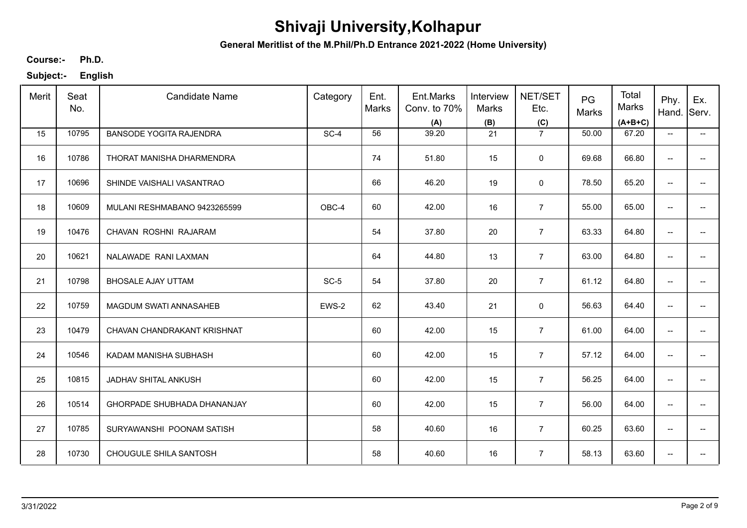# Shivaji University,Kolhapur

**General Meritlist of the M.Phil/Ph.D Entrance 2021-2022 (Home University)**

**Course:-** **Ph.D.**

**Subject:-** **English**

| Merit | Seat No. | Candidate Name | Category | Ent. Marks | Ent.Marks Conv. to 70% (A) | Interview Marks (B) | NET/SET Etc. (C) | PG Marks | Total Marks (A+B+C) | Phy. Hand. | Ex. Serv. |
|---|---|---|---|---|---|---|---|---|---|---|---|
| 15 | 10795 | BANSODE YOGITA RAJENDRA | SC-4 | 56 | 39.20 | 21 | 7 | 50.00 | 67.20 | -- | -- |
| 16 | 10786 | THORAT MANISHA DHARMENDRA | | 74 | 51.80 | 15 | 0 | 69.68 | 66.80 | -- | -- |
| 17 | 10696 | SHINDE VAISHALI VASANTRAO | | 66 | 46.20 | 19 | 0 | 78.50 | 65.20 | -- | -- |
| 18 | 10609 | MULANI RESHMABANO 9423265599 | OBC-4 | 60 | 42.00 | 16 | 7 | 55.00 | 65.00 | -- | -- |
| 19 | 10476 | CHAVAN ROSHNI RAJARAM | | 54 | 37.80 | 20 | 7 | 63.33 | 64.80 | -- | -- |
| 20 | 10621 | NALAWADE RANI LAXMAN | | 64 | 44.80 | 13 | 7 | 63.00 | 64.80 | -- | -- |
| 21 | 10798 | BHOSALE AJAY UTTAM | SC-5 | 54 | 37.80 | 20 | 7 | 61.12 | 64.80 | -- | -- |
| 22 | 10759 | MAGDUM SWATI ANNASAHEB | EWS-2 | 62 | 43.40 | 21 | 0 | 56.63 | 64.40 | -- | -- |
| 23 | 10479 | CHAVAN CHANDRAKANT KRISHNAT | | 60 | 42.00 | 15 | 7 | 61.00 | 64.00 | -- | -- |
| 24 | 10546 | KADAM MANISHA SUBHASH | | 60 | 42.00 | 15 | 7 | 57.12 | 64.00 | -- | -- |
| 25 | 10815 | JADHAV SHITAL ANKUSH | | 60 | 42.00 | 15 | 7 | 56.25 | 64.00 | -- | -- |
| 26 | 10514 | GHORPADE SHUBHADA DHANANJAY | | 60 | 42.00 | 15 | 7 | 56.00 | 64.00 | -- | -- |
| 27 | 10785 | SURYAWANSHI POONAM SATISH | | 58 | 40.60 | 16 | 7 | 60.25 | 63.60 | -- | -- |
| 28 | 10730 | CHOUGULE SHILA SANTOSH | | 58 | 40.60 | 16 | 7 | 58.13 | 63.60 | -- | -- |

3/31/2022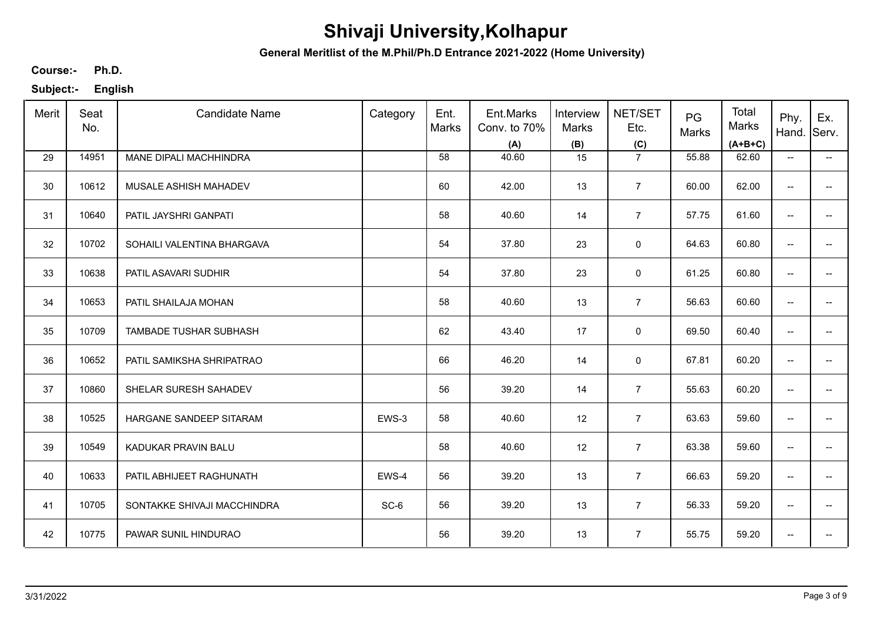# Shivaji University,Kolhapur

**General Meritlist of the M.Phil/Ph.D Entrance 2021-2022 (Home University)**

**Course:-** **Ph.D.**

**Subject:-** **English**

| Merit | Seat No. | Candidate Name | Category | Ent. Marks | Ent.Marks Conv. to 70% (A) | Interview Marks (B) | NET/SET Etc. (C) | PG Marks | Total Marks (A+B+C) | Phy. Hand. | Ex. Serv. |
|---|---|---|---|---|---|---|---|---|---|---|---|
| 29 | 14951 | MANE DIPALI MACHHINDRA | | 58 | 40.60 | 15 | 7 | 55.88 | 62.60 | -- | -- |
| 30 | 10612 | MUSALE ASHISH MAHADEV | | 60 | 42.00 | 13 | 7 | 60.00 | 62.00 | -- | -- |
| 31 | 10640 | PATIL JAYSHRI GANPATI | | 58 | 40.60 | 14 | 7 | 57.75 | 61.60 | -- | -- |
| 32 | 10702 | SOHAILI VALENTINA BHARGAVA | | 54 | 37.80 | 23 | 0 | 64.63 | 60.80 | -- | -- |
| 33 | 10638 | PATIL ASAVARI SUDHIR | | 54 | 37.80 | 23 | 0 | 61.25 | 60.80 | -- | -- |
| 34 | 10653 | PATIL SHAILAJA MOHAN | | 58 | 40.60 | 13 | 7 | 56.63 | 60.60 | -- | -- |
| 35 | 10709 | TAMBADE TUSHAR SUBHASH | | 62 | 43.40 | 17 | 0 | 69.50 | 60.40 | -- | -- |
| 36 | 10652 | PATIL SAMIKSHA SHRIPATRAO | | 66 | 46.20 | 14 | 0 | 67.81 | 60.20 | -- | -- |
| 37 | 10860 | SHELAR SURESH SAHADEV | | 56 | 39.20 | 14 | 7 | 55.63 | 60.20 | -- | -- |
| 38 | 10525 | HARGANE SANDEEP SITARAM | EWS-3 | 58 | 40.60 | 12 | 7 | 63.63 | 59.60 | -- | -- |
| 39 | 10549 | KADUKAR PRAVIN BALU | | 58 | 40.60 | 12 | 7 | 63.38 | 59.60 | -- | -- |
| 40 | 10633 | PATIL ABHIJEET RAGHUNATH | EWS-4 | 56 | 39.20 | 13 | 7 | 66.63 | 59.20 | -- | -- |
| 41 | 10705 | SONTAKKE SHIVAJI MACCHINDRA | SC-6 | 56 | 39.20 | 13 | 7 | 56.33 | 59.20 | -- | -- |
| 42 | 10775 | PAWAR SUNIL HINDURAO | | 56 | 39.20 | 13 | 7 | 55.75 | 59.20 | -- | -- |

3/31/2022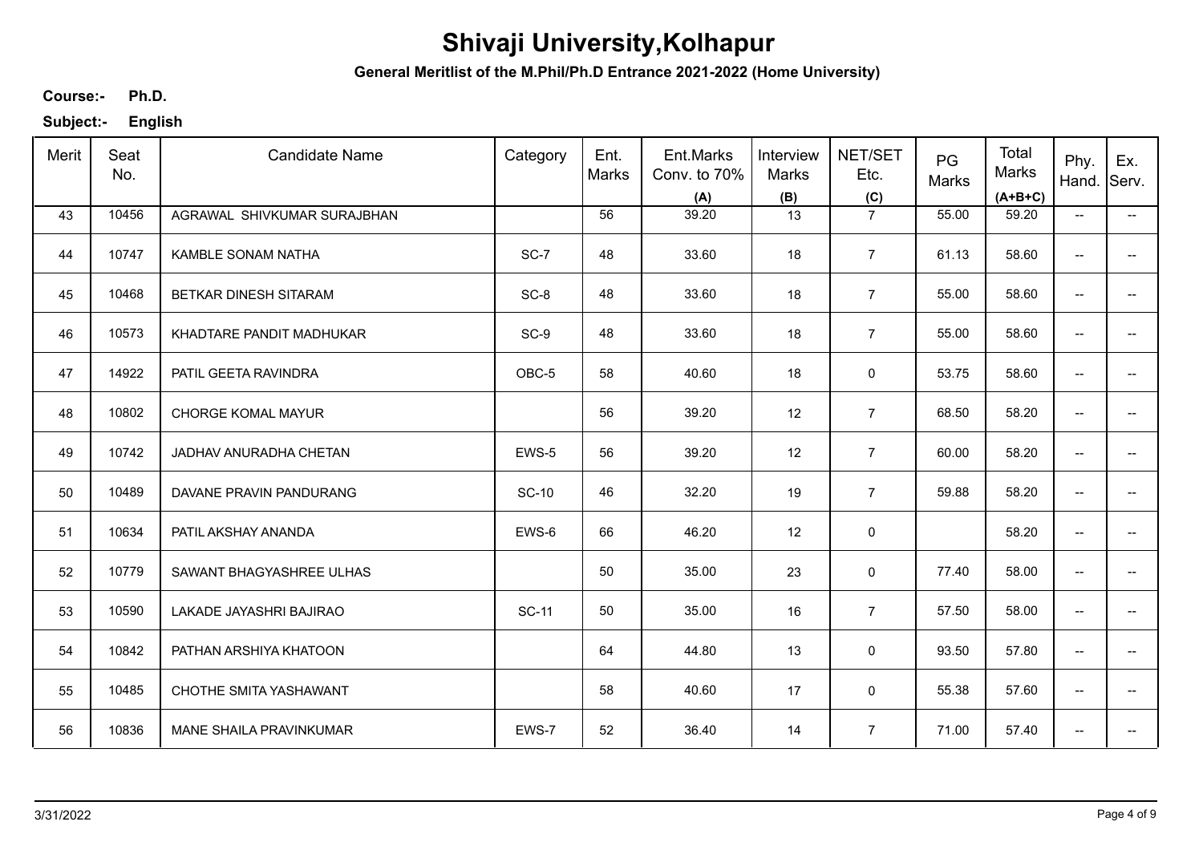# Shivaji University,Kolhapur

**General Meritlist of the M.Phil/Ph.D Entrance 2021-2022 (Home University)**

**Course:-** **Ph.D.**

**Subject:-** **English**

| Merit | Seat No. | Candidate Name | Category | Ent. Marks | Ent.Marks Conv. to 70% (A) | Interview Marks (B) | NET/SET Etc. (C) | PG Marks | Total Marks (A+B+C) | Phy. Hand. | Ex. Serv. |
|---|---|---|---|---|---|---|---|---|---|---|---|
| 43 | 10456 | AGRAWAL SHIVKUMAR SURAJBHAN | | 56 | 39.20 | 13 | 7 | 55.00 | 59.20 | -- | -- |
| 44 | 10747 | KAMBLE SONAM NATHA | SC-7 | 48 | 33.60 | 18 | 7 | 61.13 | 58.60 | -- | -- |
| 45 | 10468 | BETKAR DINESH SITARAM | SC-8 | 48 | 33.60 | 18 | 7 | 55.00 | 58.60 | -- | -- |
| 46 | 10573 | KHADTARE PANDIT MADHUKAR | SC-9 | 48 | 33.60 | 18 | 7 | 55.00 | 58.60 | -- | -- |
| 47 | 14922 | PATIL GEETA RAVINDRA | OBC-5 | 58 | 40.60 | 18 | 0 | 53.75 | 58.60 | -- | -- |
| 48 | 10802 | CHORGE KOMAL MAYUR | | 56 | 39.20 | 12 | 7 | 68.50 | 58.20 | -- | -- |
| 49 | 10742 | JADHAV ANURADHA CHETAN | EWS-5 | 56 | 39.20 | 12 | 7 | 60.00 | 58.20 | -- | -- |
| 50 | 10489 | DAVANE PRAVIN PANDURANG | SC-10 | 46 | 32.20 | 19 | 7 | 59.88 | 58.20 | -- | -- |
| 51 | 10634 | PATIL AKSHAY ANANDA | EWS-6 | 66 | 46.20 | 12 | 0 | | 58.20 | -- | -- |
| 52 | 10779 | SAWANT BHAGYASHREE ULHAS | | 50 | 35.00 | 23 | 0 | 77.40 | 58.00 | -- | -- |
| 53 | 10590 | LAKADE JAYASHRI BAJIRAO | SC-11 | 50 | 35.00 | 16 | 7 | 57.50 | 58.00 | -- | -- |
| 54 | 10842 | PATHAN ARSHIYA KHATOON | | 64 | 44.80 | 13 | 0 | 93.50 | 57.80 | -- | -- |
| 55 | 10485 | CHOTHE SMITA YASHAWANT | | 58 | 40.60 | 17 | 0 | 55.38 | 57.60 | -- | -- |
| 56 | 10836 | MANE SHAILA PRAVINKUMAR | EWS-7 | 52 | 36.40 | 14 | 7 | 71.00 | 57.40 | -- | -- |

3/31/2022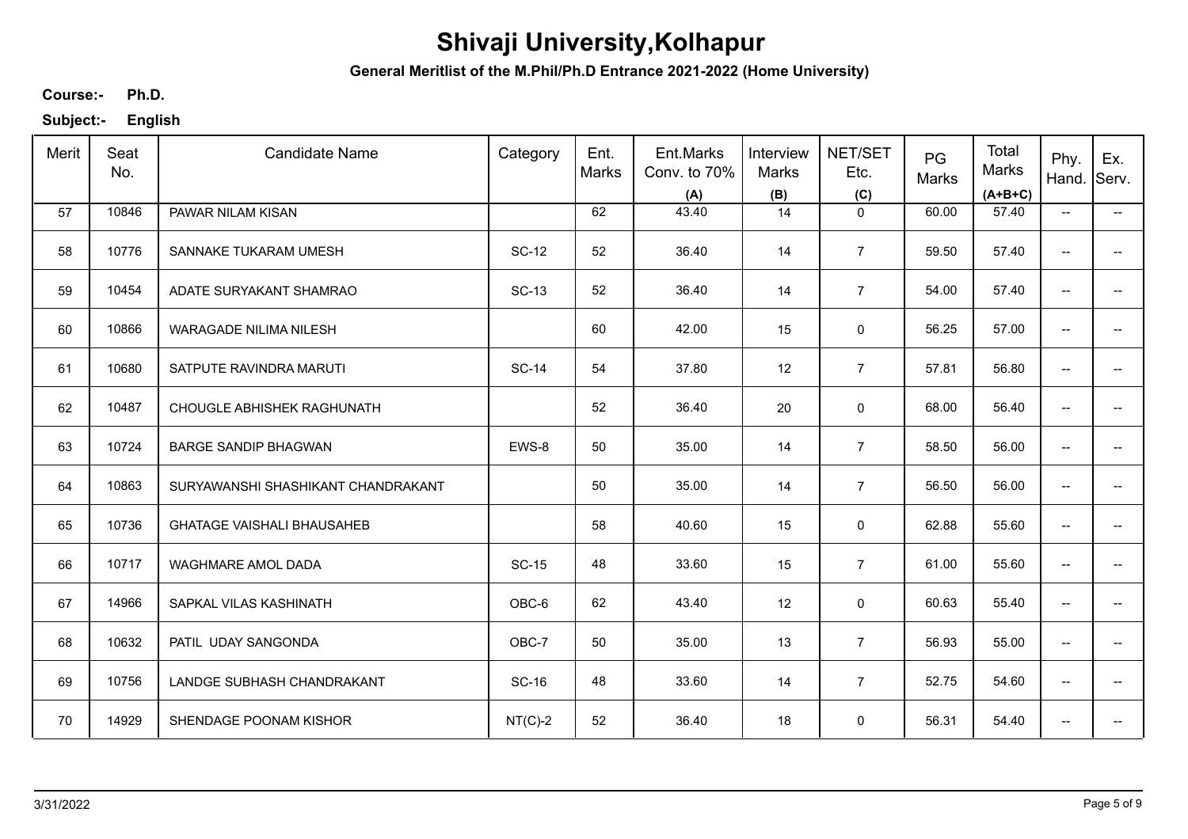# Shivaji University,Kolhapur

**General Meritlist of the M.Phil/Ph.D Entrance 2021-2022 (Home University)**

**Course:-** **Ph.D.**

**Subject:-** **English**

| Merit | Seat No. | Candidate Name | Category | Ent. Marks | Ent.Marks Conv. to 70% (A) | Interview Marks (B) | NET/SET Etc. (C) | PG Marks | Total Marks (A+B+C) | Phy. Hand. | Ex. Serv. |
|---|---|---|---|---|---|---|---|---|---|---|---|
| 57 | 10846 | PAWAR NILAM KISAN | | 62 | 43.40 | 14 | 0 | 60.00 | 57.40 | -- | -- |
| 58 | 10776 | SANNAKE TUKARAM UMESH | SC-12 | 52 | 36.40 | 14 | 7 | 59.50 | 57.40 | -- | -- |
| 59 | 10454 | ADATE SURYAKANT SHAMRAO | SC-13 | 52 | 36.40 | 14 | 7 | 54.00 | 57.40 | -- | -- |
| 60 | 10866 | WARAGADE NILIMA NILESH | | 60 | 42.00 | 15 | 0 | 56.25 | 57.00 | -- | -- |
| 61 | 10680 | SATPUTE RAVINDRA MARUTI | SC-14 | 54 | 37.80 | 12 | 7 | 57.81 | 56.80 | -- | -- |
| 62 | 10487 | CHOUGLE ABHISHEK RAGHUNATH | | 52 | 36.40 | 20 | 0 | 68.00 | 56.40 | -- | -- |
| 63 | 10724 | BARGE SANDIP BHAGWAN | EWS-8 | 50 | 35.00 | 14 | 7 | 58.50 | 56.00 | -- | -- |
| 64 | 10863 | SURYAWANSHI SHASHIKANT CHANDRAKANT | | 50 | 35.00 | 14 | 7 | 56.50 | 56.00 | -- | -- |
| 65 | 10736 | GHATAGE VAISHALI BHAUSAHEB | | 58 | 40.60 | 15 | 0 | 62.88 | 55.60 | -- | -- |
| 66 | 10717 | WAGHMARE AMOL DADA | SC-15 | 48 | 33.60 | 15 | 7 | 61.00 | 55.60 | -- | -- |
| 67 | 14966 | SAPKAL VILAS KASHINATH | OBC-6 | 62 | 43.40 | 12 | 0 | 60.63 | 55.40 | -- | -- |
| 68 | 10632 | PATIL UDAY SANGONDA | OBC-7 | 50 | 35.00 | 13 | 7 | 56.93 | 55.00 | -- | -- |
| 69 | 10756 | LANDGE SUBHASH CHANDRAKANT | SC-16 | 48 | 33.60 | 14 | 7 | 52.75 | 54.60 | -- | -- |
| 70 | 14929 | SHENDAGE POONAM KISHOR | NT(C)-2 | 52 | 36.40 | 18 | 0 | 56.31 | 54.40 | -- | -- |

3/31/2022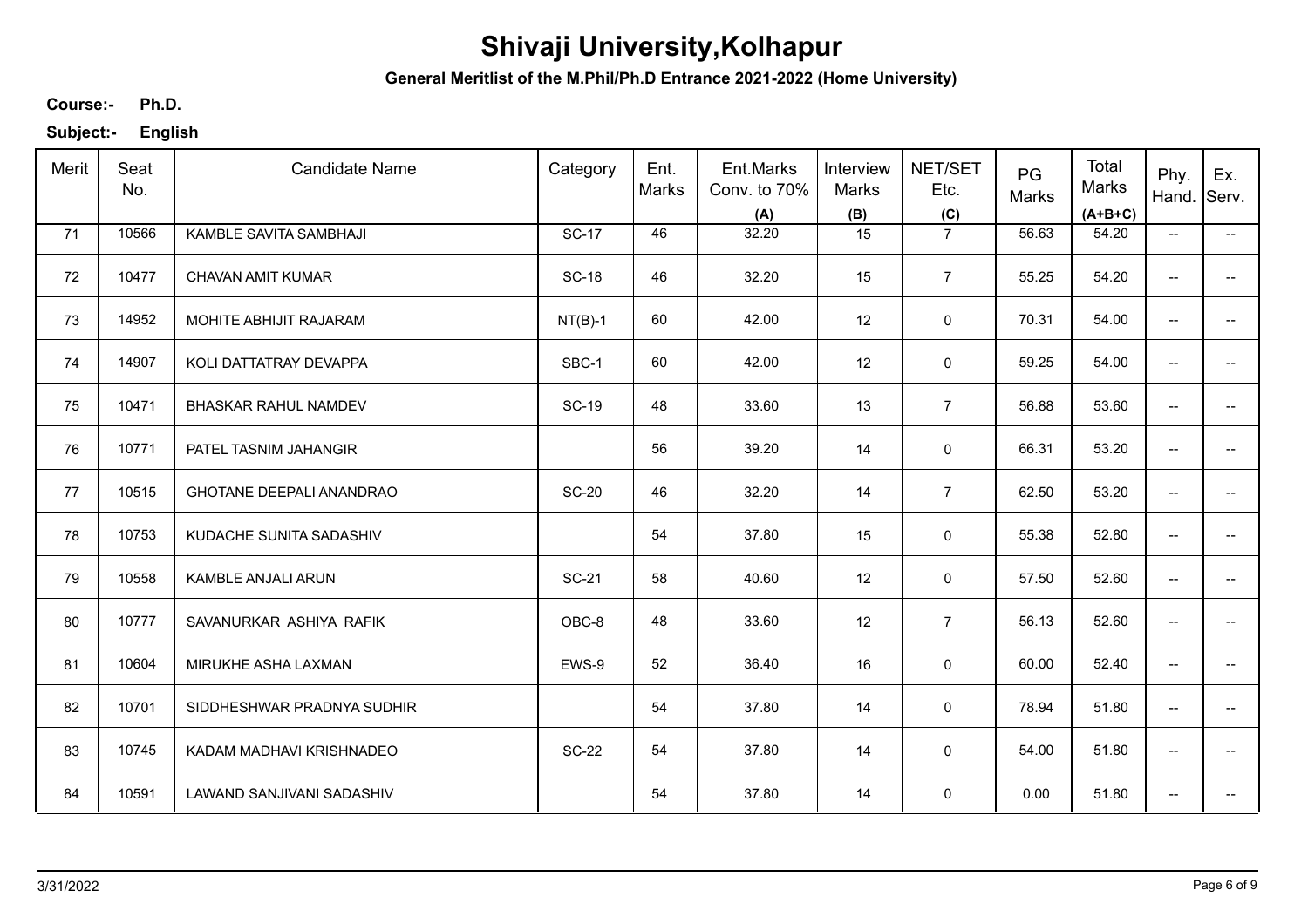# Shivaji University,Kolhapur

**General Meritlist of the M.Phil/Ph.D Entrance 2021-2022 (Home University)**

**Course:-** **Ph.D.**

**Subject:-** **English**

| Merit | Seat No. | Candidate Name | Category | Ent. Marks | Ent.Marks Conv. to 70% (A) | Interview Marks (B) | NET/SET Etc. (C) | PG Marks | Total Marks (A+B+C) | Phy. Hand. | Ex. Serv. |
|---|---|---|---|---|---|---|---|---|---|---|---|
| 71 | 10566 | KAMBLE SAVITA SAMBHAJI | SC-17 | 46 | 32.20 | 15 | 7 | 56.63 | 54.20 | -- | -- |
| 72 | 10477 | CHAVAN AMIT KUMAR | SC-18 | 46 | 32.20 | 15 | 7 | 55.25 | 54.20 | -- | -- |
| 73 | 14952 | MOHITE ABHIJIT RAJARAM | NT(B)-1 | 60 | 42.00 | 12 | 0 | 70.31 | 54.00 | -- | -- |
| 74 | 14907 | KOLI DATTATRAY DEVAPPA | SBC-1 | 60 | 42.00 | 12 | 0 | 59.25 | 54.00 | -- | -- |
| 75 | 10471 | BHASKAR RAHUL NAMDEV | SC-19 | 48 | 33.60 | 13 | 7 | 56.88 | 53.60 | -- | -- |
| 76 | 10771 | PATEL TASNIM JAHANGIR | | 56 | 39.20 | 14 | 0 | 66.31 | 53.20 | -- | -- |
| 77 | 10515 | GHOTANE DEEPALI ANANDRAO | SC-20 | 46 | 32.20 | 14 | 7 | 62.50 | 53.20 | -- | -- |
| 78 | 10753 | KUDACHE SUNITA SADASHIV | | 54 | 37.80 | 15 | 0 | 55.38 | 52.80 | -- | -- |
| 79 | 10558 | KAMBLE ANJALI ARUN | SC-21 | 58 | 40.60 | 12 | 0 | 57.50 | 52.60 | -- | -- |
| 80 | 10777 | SAVANURKAR ASHIYA RAFIK | OBC-8 | 48 | 33.60 | 12 | 7 | 56.13 | 52.60 | -- | -- |
| 81 | 10604 | MIRUKHE ASHA LAXMAN | EWS-9 | 52 | 36.40 | 16 | 0 | 60.00 | 52.40 | -- | -- |
| 82 | 10701 | SIDDHESHWAR PRADNYA SUDHIR | | 54 | 37.80 | 14 | 0 | 78.94 | 51.80 | -- | -- |
| 83 | 10745 | KADAM MADHAVI KRISHNADEO | SC-22 | 54 | 37.80 | 14 | 0 | 54.00 | 51.80 | -- | -- |
| 84 | 10591 | LAWAND SANJIVANI SADASHIV | | 54 | 37.80 | 14 | 0 | 0.00 | 51.80 | -- | -- |

3/31/2022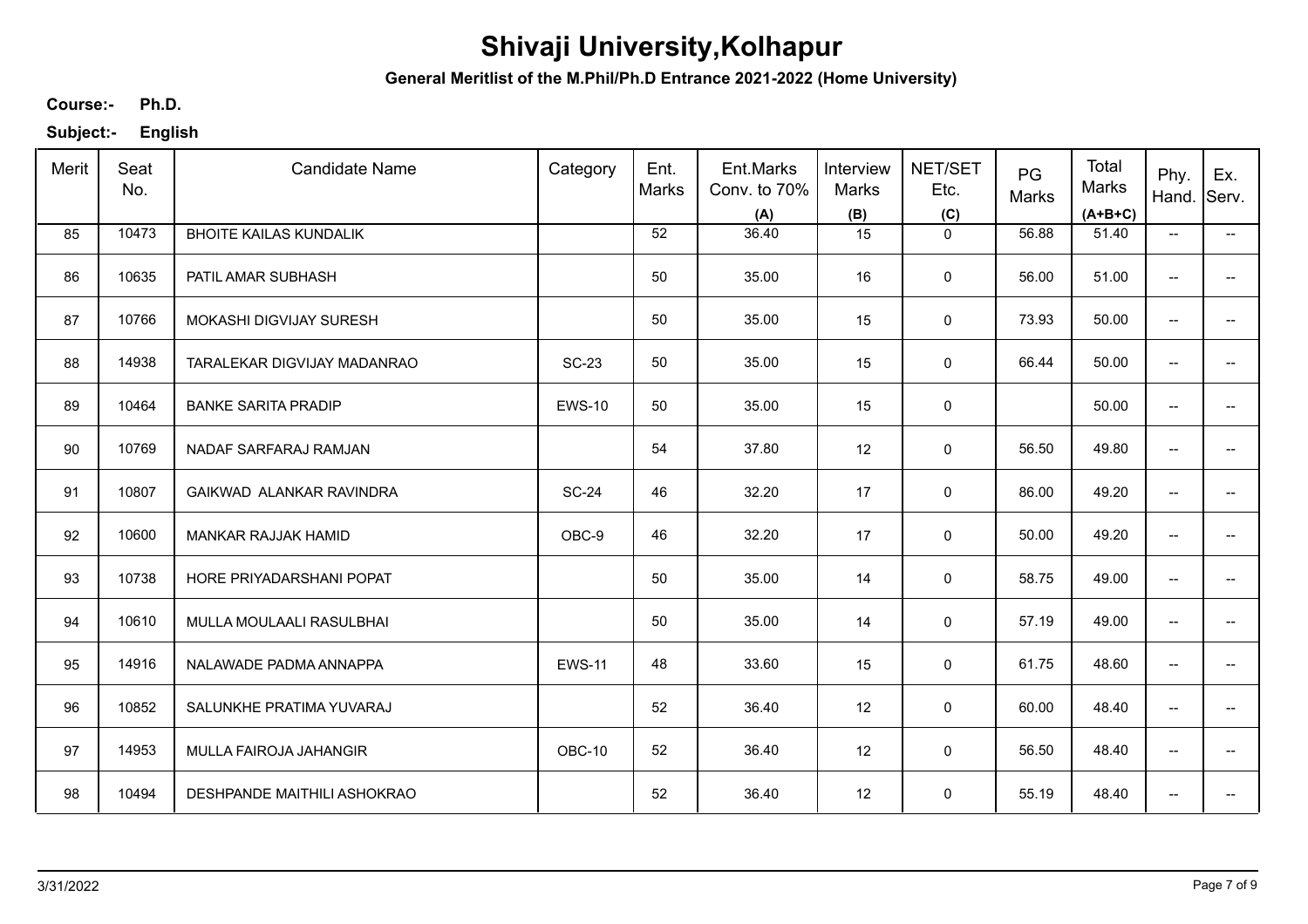# Shivaji University,Kolhapur

**General Meritlist of the M.Phil/Ph.D Entrance 2021-2022 (Home University)**

**Course:-** **Ph.D.**

**Subject:-** **English**

| Merit | Seat No. | Candidate Name | Category | Ent. Marks | Ent.Marks Conv. to 70% (A) | Interview Marks (B) | NET/SET Etc. (C) | PG Marks | Total Marks (A+B+C) | Phy. Hand. | Ex. Serv. |
|---|---|---|---|---|---|---|---|---|---|---|---|
| 85 | 10473 | BHOITE KAILAS KUNDALIK | | 52 | 36.40 | 15 | 0 | 56.88 | 51.40 | -- | -- |
| 86 | 10635 | PATIL AMAR SUBHASH | | 50 | 35.00 | 16 | 0 | 56.00 | 51.00 | -- | -- |
| 87 | 10766 | MOKASHI DIGVIJAY SURESH | | 50 | 35.00 | 15 | 0 | 73.93 | 50.00 | -- | -- |
| 88 | 14938 | TARALEKAR DIGVIJAY MADANRAO | SC-23 | 50 | 35.00 | 15 | 0 | 66.44 | 50.00 | -- | -- |
| 89 | 10464 | BANKE SARITA PRADIP | EWS-10 | 50 | 35.00 | 15 | 0 | | 50.00 | -- | -- |
| 90 | 10769 | NADAF SARFARAJ RAMJAN | | 54 | 37.80 | 12 | 0 | 56.50 | 49.80 | -- | -- |
| 91 | 10807 | GAIKWAD ALANKAR RAVINDRA | SC-24 | 46 | 32.20 | 17 | 0 | 86.00 | 49.20 | -- | -- |
| 92 | 10600 | MANKAR RAJJAK HAMID | OBC-9 | 46 | 32.20 | 17 | 0 | 50.00 | 49.20 | -- | -- |
| 93 | 10738 | HORE PRIYADARSHANI POPAT | | 50 | 35.00 | 14 | 0 | 58.75 | 49.00 | -- | -- |
| 94 | 10610 | MULLA MOULAALI RASULBHAI | | 50 | 35.00 | 14 | 0 | 57.19 | 49.00 | -- | -- |
| 95 | 14916 | NALAWADE PADMA ANNAPPA | EWS-11 | 48 | 33.60 | 15 | 0 | 61.75 | 48.60 | -- | -- |
| 96 | 10852 | SALUNKHE PRATIMA YUVARAJ | | 52 | 36.40 | 12 | 0 | 60.00 | 48.40 | -- | -- |
| 97 | 14953 | MULLA FAIROJA JAHANGIR | OBC-10 | 52 | 36.40 | 12 | 0 | 56.50 | 48.40 | -- | -- |
| 98 | 10494 | DESHPANDE MAITHILI ASHOKRAO | | 52 | 36.40 | 12 | 0 | 55.19 | 48.40 | -- | -- |

3/31/2022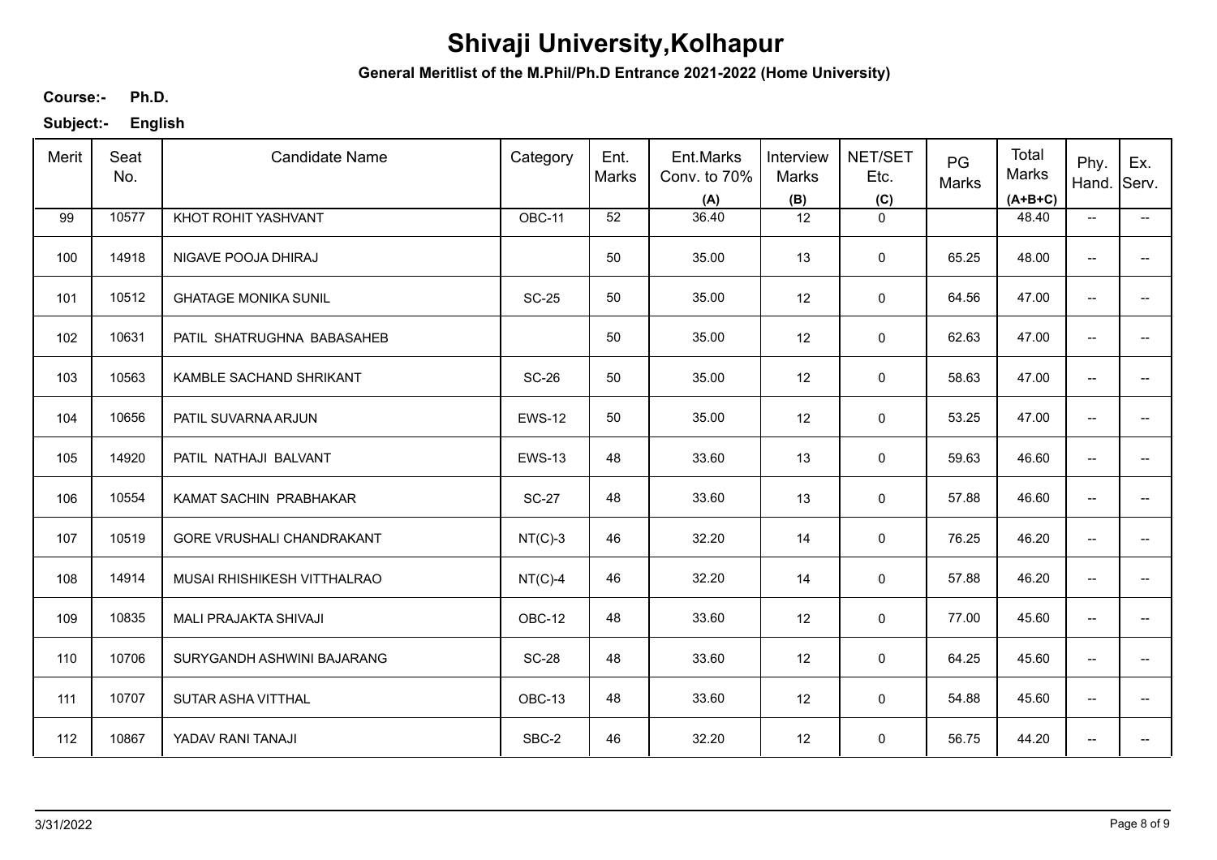# Shivaji University,Kolhapur

**General Meritlist of the M.Phil/Ph.D Entrance 2021-2022 (Home University)**

**Course:-** **Ph.D.**

**Subject:-** **English**

| Merit | Seat No. | Candidate Name | Category | Ent. Marks | Ent.Marks Conv. to 70% (A) | Interview Marks (B) | NET/SET Etc. (C) | PG Marks | Total Marks (A+B+C) | Phy. Hand. | Ex. Serv. |
|---|---|---|---|---|---|---|---|---|---|---|---|
| 99 | 10577 | KHOT ROHIT YASHVANT | OBC-11 | 52 | 36.40 | 12 | 0 | | 48.40 | -- | -- |
| 100 | 14918 | NIGAVE POOJA DHIRAJ | | 50 | 35.00 | 13 | 0 | 65.25 | 48.00 | -- | -- |
| 101 | 10512 | GHATAGE MONIKA SUNIL | SC-25 | 50 | 35.00 | 12 | 0 | 64.56 | 47.00 | -- | -- |
| 102 | 10631 | PATIL SHATRUGHNA BABASAHEB | | 50 | 35.00 | 12 | 0 | 62.63 | 47.00 | -- | -- |
| 103 | 10563 | KAMBLE SACHAND SHRIKANT | SC-26 | 50 | 35.00 | 12 | 0 | 58.63 | 47.00 | -- | -- |
| 104 | 10656 | PATIL SUVARNA ARJUN | EWS-12 | 50 | 35.00 | 12 | 0 | 53.25 | 47.00 | -- | -- |
| 105 | 14920 | PATIL NATHAJI BALVANT | EWS-13 | 48 | 33.60 | 13 | 0 | 59.63 | 46.60 | -- | -- |
| 106 | 10554 | KAMAT SACHIN PRABHAKAR | SC-27 | 48 | 33.60 | 13 | 0 | 57.88 | 46.60 | -- | -- |
| 107 | 10519 | GORE VRUSHALI CHANDRAKANT | NT(C)-3 | 46 | 32.20 | 14 | 0 | 76.25 | 46.20 | -- | -- |
| 108 | 14914 | MUSAI RHISHIKESH VITTHALRAO | NT(C)-4 | 46 | 32.20 | 14 | 0 | 57.88 | 46.20 | -- | -- |
| 109 | 10835 | MALI PRAJAKTA SHIVAJI | OBC-12 | 48 | 33.60 | 12 | 0 | 77.00 | 45.60 | -- | -- |
| 110 | 10706 | SURYGANDH ASHWINI BAJARANG | SC-28 | 48 | 33.60 | 12 | 0 | 64.25 | 45.60 | -- | -- |
| 111 | 10707 | SUTAR ASHA VITTHAL | OBC-13 | 48 | 33.60 | 12 | 0 | 54.88 | 45.60 | -- | -- |
| 112 | 10867 | YADAV RANI TANAJI | SBC-2 | 46 | 32.20 | 12 | 0 | 56.75 | 44.20 | -- | -- |

3/31/2022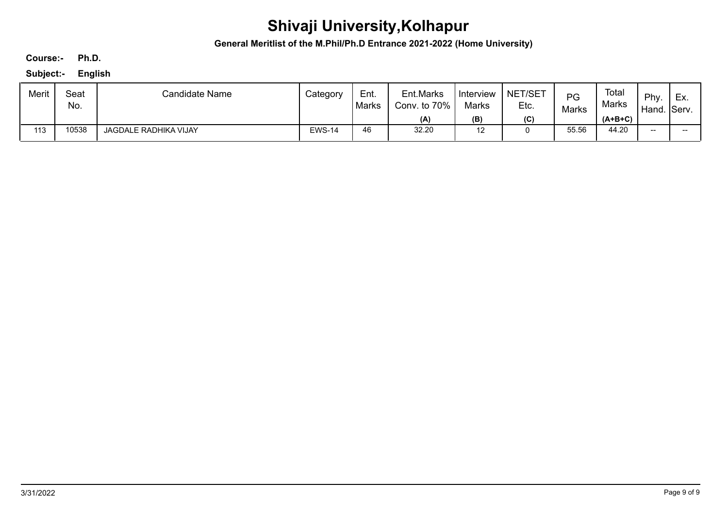# Shivaji University,Kolhapur

**General Meritlist of the M.Phil/Ph.D Entrance 2021-2022 (Home University)**

**Course:-** **Ph.D.**

**Subject:-** **English**

| Merit | Seat No. | Candidate Name | Category | Ent. Marks | Ent.Marks Conv. to 70% **(A)** | Interview Marks **(B)** | NET/SET Etc. **(C)** | PG Marks | Total Marks **(A+B+C)** | Phy. Hand. | Ex. Serv. |
|---|---|---|---|---|---|---|---|---|---|---|---|
| 113 | 10538 | JAGDALE RADHIKA VIJAY | EWS-14 | 46 | 32.20 | 12 | 0 | 55.56 | 44.20 | -- | -- |

3/31/2022